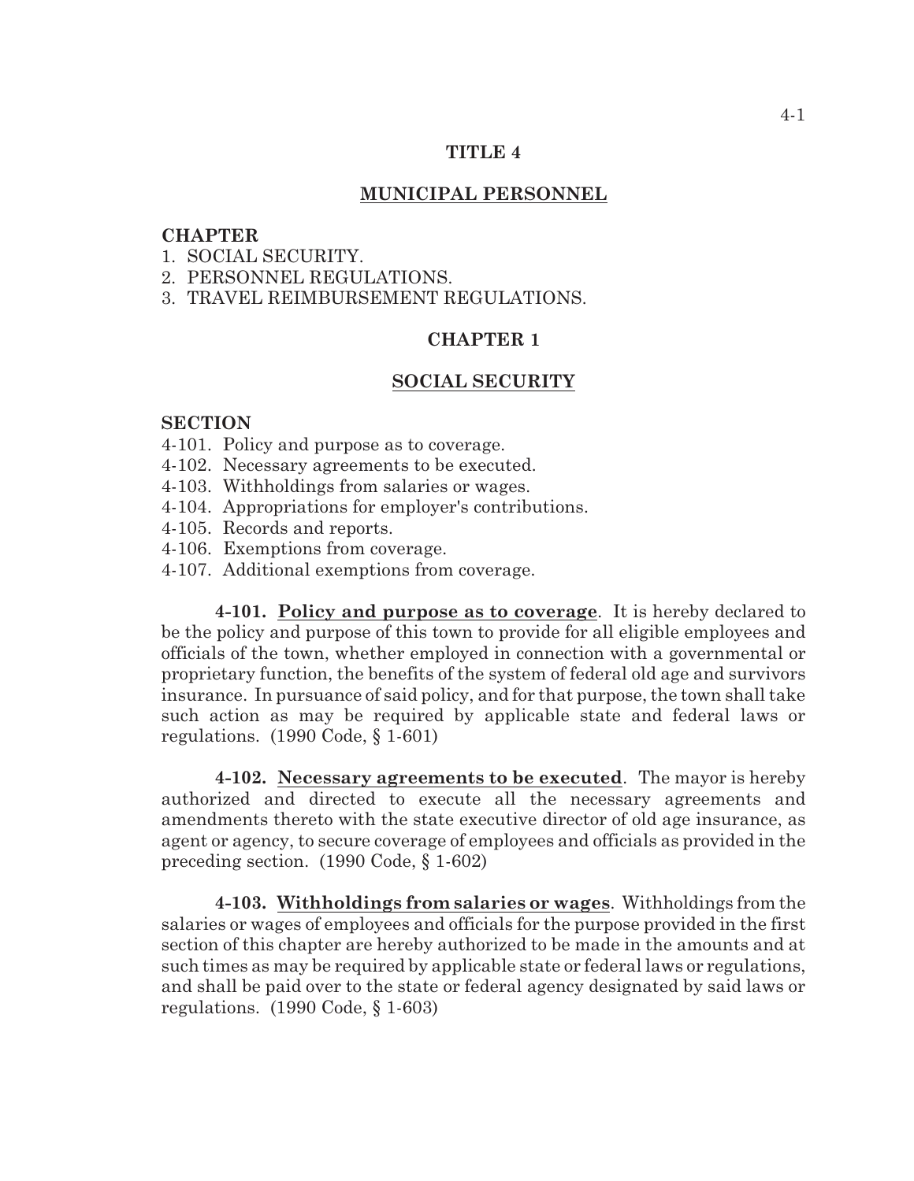# TITLE 4

## MUNICIPAL PERSONNEL

**CHAPTER**

1. SOCIAL SECURITY.
2. PERSONNEL REGULATIONS.
3. TRAVEL REIMBURSEMENT REGULATIONS.

## CHAPTER 1

## SOCIAL SECURITY

**SECTION**

4-101. Policy and purpose as to coverage.
4-102. Necessary agreements to be executed.
4-103. Withholdings from salaries or wages.
4-104. Appropriations for employer's contributions.
4-105. Records and reports.
4-106. Exemptions from coverage.
4-107. Additional exemptions from coverage.

**4-101. Policy and purpose as to coverage**. It is hereby declared to be the policy and purpose of this town to provide for all eligible employees and officials of the town, whether employed in connection with a governmental or proprietary function, the benefits of the system of federal old age and survivors insurance. In pursuance of said policy, and for that purpose, the town shall take such action as may be required by applicable state and federal laws or regulations. (1990 Code, § 1-601)

**4-102. Necessary agreements to be executed**. The mayor is hereby authorized and directed to execute all the necessary agreements and amendments thereto with the state executive director of old age insurance, as agent or agency, to secure coverage of employees and officials as provided in the preceding section. (1990 Code, § 1-602)

**4-103. Withholdings from salaries or wages**. Withholdings from the salaries or wages of employees and officials for the purpose provided in the first section of this chapter are hereby authorized to be made in the amounts and at such times as may be required by applicable state or federal laws or regulations, and shall be paid over to the state or federal agency designated by said laws or regulations. (1990 Code, § 1-603)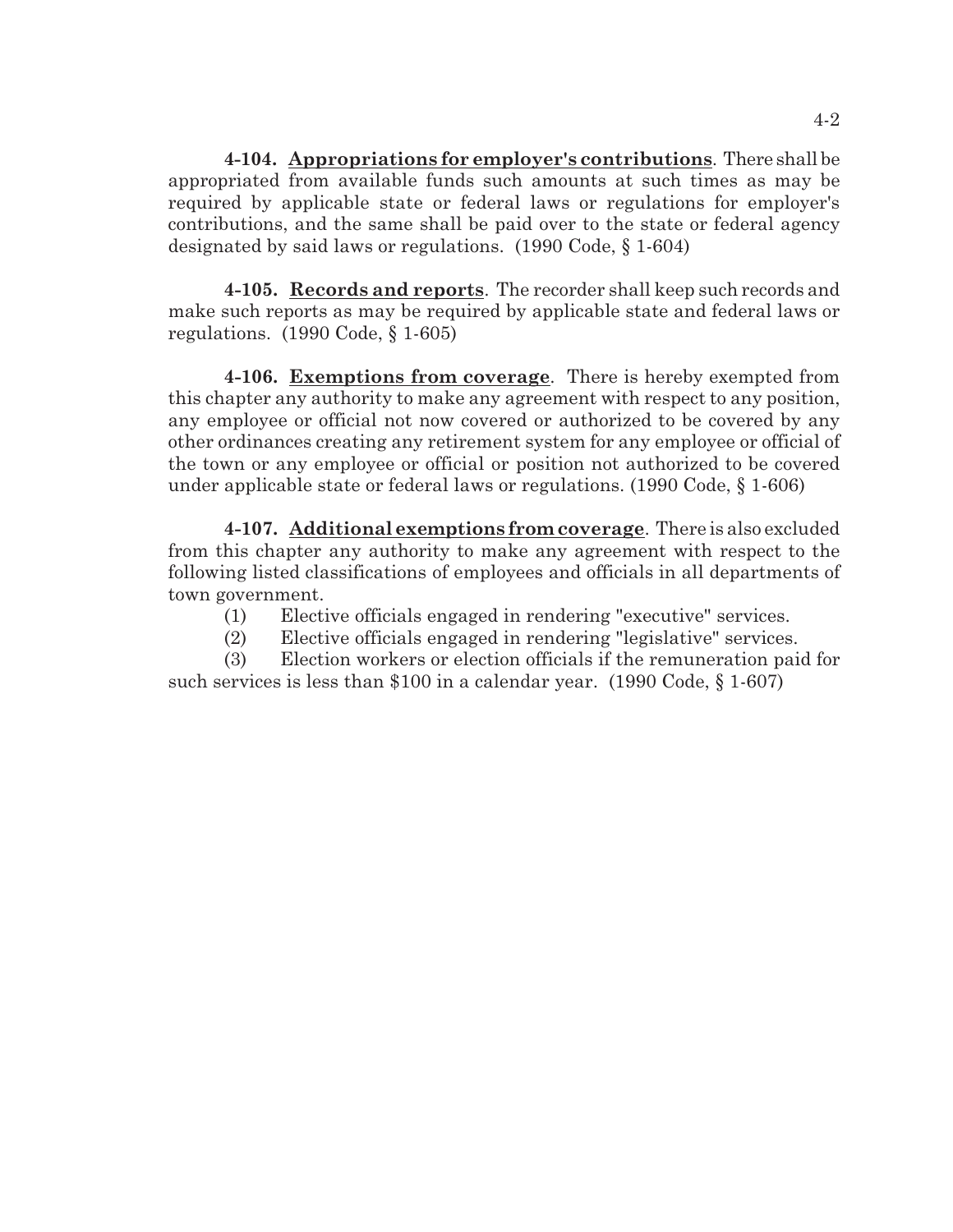**4-104. Appropriations for employer's contributions**. There shall be appropriated from available funds such amounts at such times as may be required by applicable state or federal laws or regulations for employer's contributions, and the same shall be paid over to the state or federal agency designated by said laws or regulations. (1990 Code, § 1-604)

**4-105. Records and reports**. The recorder shall keep such records and make such reports as may be required by applicable state and federal laws or regulations. (1990 Code, § 1-605)

**4-106. Exemptions from coverage**. There is hereby exempted from this chapter any authority to make any agreement with respect to any position, any employee or official not now covered or authorized to be covered by any other ordinances creating any retirement system for any employee or official of the town or any employee or official or position not authorized to be covered under applicable state or federal laws or regulations. (1990 Code, § 1-606)

**4-107. Additional exemptions from coverage**. There is also excluded from this chapter any authority to make any agreement with respect to the following listed classifications of employees and officials in all departments of town government.

(1) Elective officials engaged in rendering "executive" services.

(2) Elective officials engaged in rendering "legislative" services.

(3) Election workers or election officials if the remuneration paid for such services is less than $100 in a calendar year. (1990 Code, § 1-607)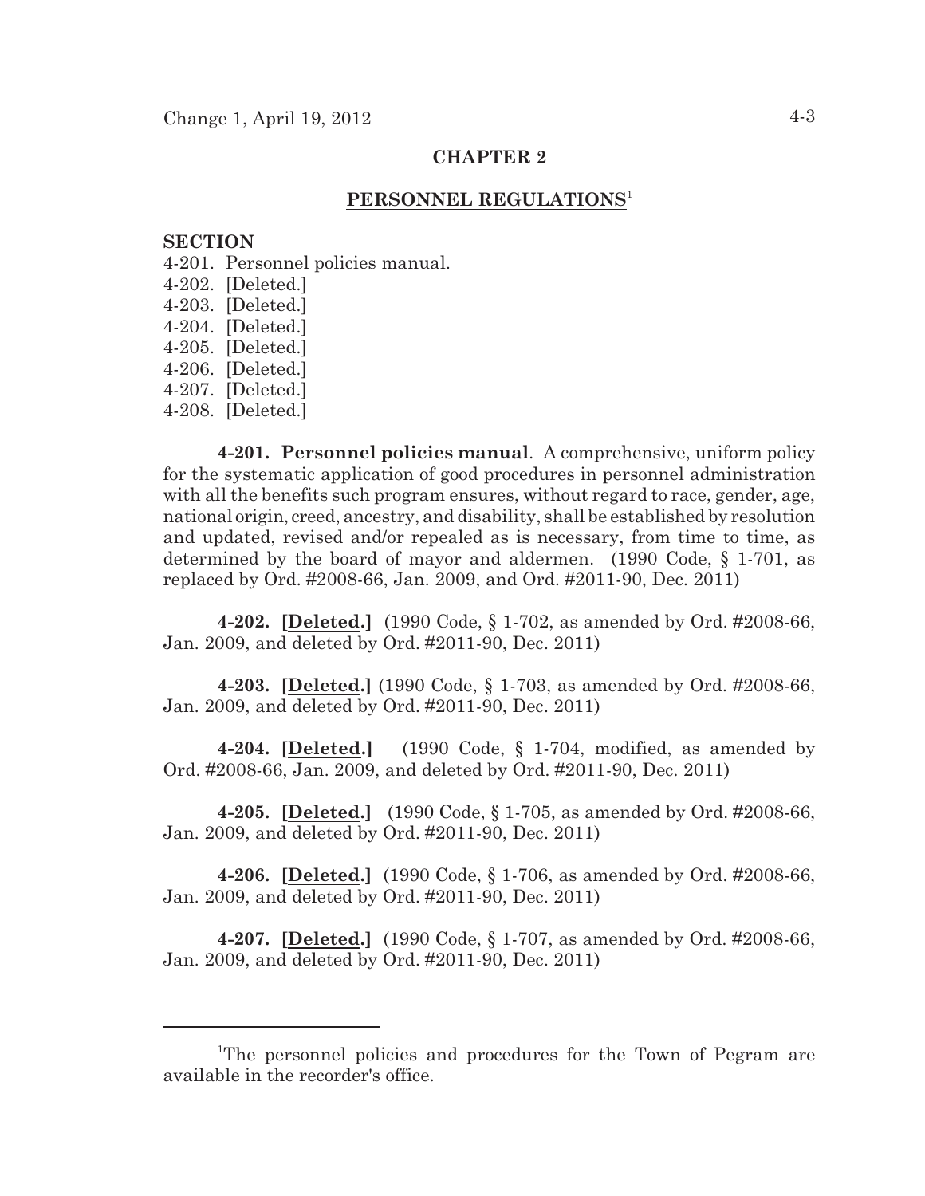# CHAPTER 2

## PERSONNEL REGULATIONS[1]

**SECTION**

4-201. Personnel policies manual.
4-202. [Deleted.]
4-203. [Deleted.]
4-204. [Deleted.]
4-205. [Deleted.]
4-206. [Deleted.]
4-207. [Deleted.]
4-208. [Deleted.]

**4-201. Personnel policies manual**. A comprehensive, uniform policy for the systematic application of good procedures in personnel administration with all the benefits such program ensures, without regard to race, gender, age, national origin, creed, ancestry, and disability, shall be established by resolution and updated, revised and/or repealed as is necessary, from time to time, as determined by the board of mayor and aldermen. (1990 Code, § 1-701, as replaced by Ord. #2008-66, Jan. 2009, and Ord. #2011-90, Dec. 2011)

**4-202. [Deleted.]** (1990 Code, § 1-702, as amended by Ord. #2008-66, Jan. 2009, and deleted by Ord. #2011-90, Dec. 2011)

**4-203. [Deleted.]** (1990 Code, § 1-703, as amended by Ord. #2008-66, Jan. 2009, and deleted by Ord. #2011-90, Dec. 2011)

**4-204. [Deleted.]** (1990 Code, § 1-704, modified, as amended by Ord. #2008-66, Jan. 2009, and deleted by Ord. #2011-90, Dec. 2011)

**4-205. [Deleted.]** (1990 Code, § 1-705, as amended by Ord. #2008-66, Jan. 2009, and deleted by Ord. #2011-90, Dec. 2011)

**4-206. [Deleted.]** (1990 Code, § 1-706, as amended by Ord. #2008-66, Jan. 2009, and deleted by Ord. #2011-90, Dec. 2011)

**4-207. [Deleted.]** (1990 Code, § 1-707, as amended by Ord. #2008-66, Jan. 2009, and deleted by Ord. #2011-90, Dec. 2011)

---

[1]The personnel policies and procedures for the Town of Pegram are available in the recorder's office.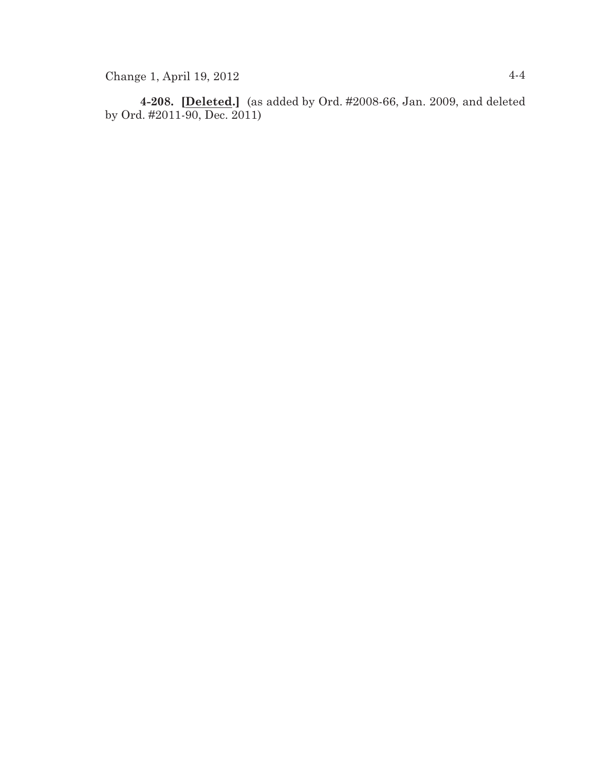**4-208. [Deleted.]** (as added by Ord. #2008-66, Jan. 2009, and deleted by Ord. #2011-90, Dec. 2011)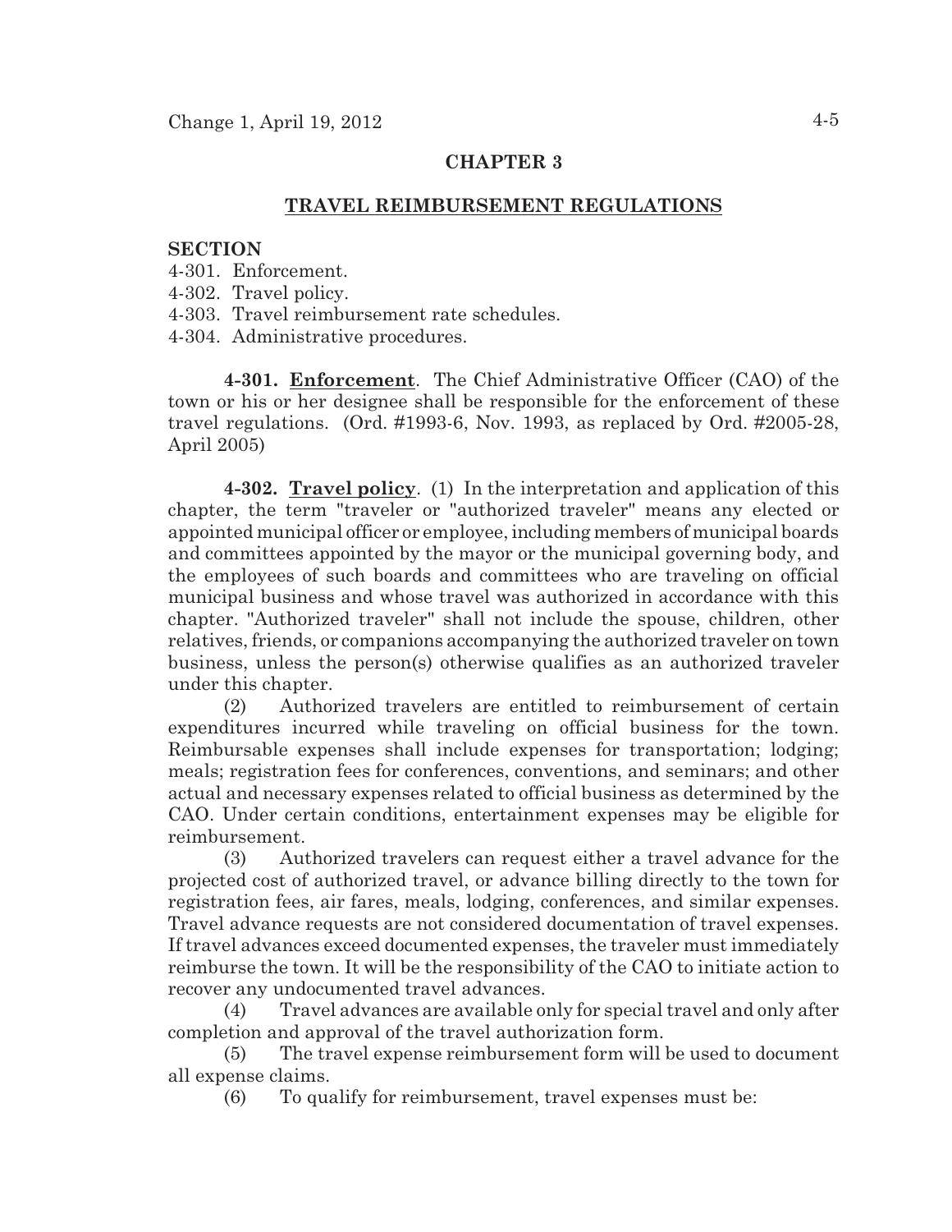## CHAPTER 3

## TRAVEL REIMBURSEMENT REGULATIONS

**SECTION**

4-301. Enforcement.
4-302. Travel policy.
4-303. Travel reimbursement rate schedules.
4-304. Administrative procedures.

**4-301. Enforcement**. The Chief Administrative Officer (CAO) of the town or his or her designee shall be responsible for the enforcement of these travel regulations. (Ord. #1993-6, Nov. 1993, as replaced by Ord. #2005-28, April 2005)

**4-302. Travel policy**. (1) In the interpretation and application of this chapter, the term "traveler or "authorized traveler" means any elected or appointed municipal officer or employee, including members of municipal boards and committees appointed by the mayor or the municipal governing body, and the employees of such boards and committees who are traveling on official municipal business and whose travel was authorized in accordance with this chapter. "Authorized traveler" shall not include the spouse, children, other relatives, friends, or companions accompanying the authorized traveler on town business, unless the person(s) otherwise qualifies as an authorized traveler under this chapter.

(2) Authorized travelers are entitled to reimbursement of certain expenditures incurred while traveling on official business for the town. Reimbursable expenses shall include expenses for transportation; lodging; meals; registration fees for conferences, conventions, and seminars; and other actual and necessary expenses related to official business as determined by the CAO. Under certain conditions, entertainment expenses may be eligible for reimbursement.

(3) Authorized travelers can request either a travel advance for the projected cost of authorized travel, or advance billing directly to the town for registration fees, air fares, meals, lodging, conferences, and similar expenses. Travel advance requests are not considered documentation of travel expenses. If travel advances exceed documented expenses, the traveler must immediately reimburse the town. It will be the responsibility of the CAO to initiate action to recover any undocumented travel advances.

(4) Travel advances are available only for special travel and only after completion and approval of the travel authorization form.

(5) The travel expense reimbursement form will be used to document all expense claims.

(6) To qualify for reimbursement, travel expenses must be: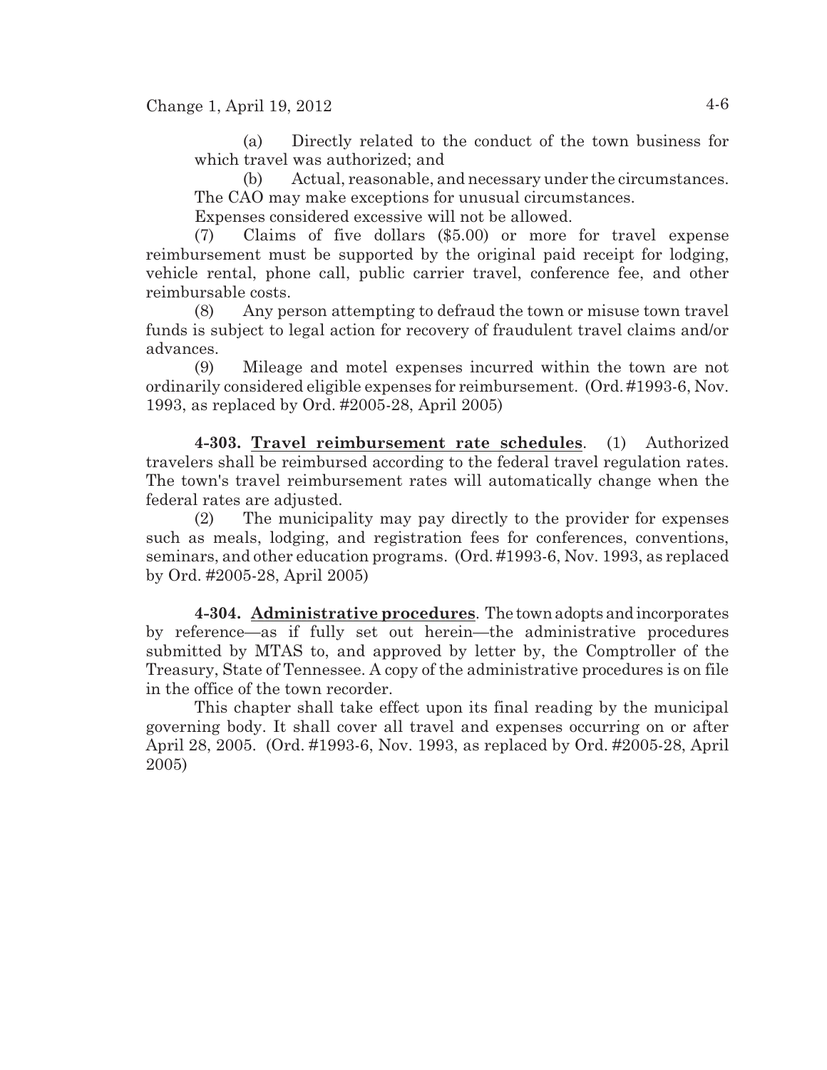(a) Directly related to the conduct of the town business for which travel was authorized; and

(b) Actual, reasonable, and necessary under the circumstances.

The CAO may make exceptions for unusual circumstances.

Expenses considered excessive will not be allowed.

(7) Claims of five dollars ($5.00) or more for travel expense reimbursement must be supported by the original paid receipt for lodging, vehicle rental, phone call, public carrier travel, conference fee, and other reimbursable costs.

(8) Any person attempting to defraud the town or misuse town travel funds is subject to legal action for recovery of fraudulent travel claims and/or advances.

(9) Mileage and motel expenses incurred within the town are not ordinarily considered eligible expenses for reimbursement. (Ord. #1993-6, Nov. 1993, as replaced by Ord. #2005-28, April 2005)

**4-303. Travel reimbursement rate schedules**. (1) Authorized travelers shall be reimbursed according to the federal travel regulation rates. The town's travel reimbursement rates will automatically change when the federal rates are adjusted.

(2) The municipality may pay directly to the provider for expenses such as meals, lodging, and registration fees for conferences, conventions, seminars, and other education programs. (Ord. #1993-6, Nov. 1993, as replaced by Ord. #2005-28, April 2005)

**4-304. Administrative procedures**. The town adopts and incorporates by reference—as if fully set out herein—the administrative procedures submitted by MTAS to, and approved by letter by, the Comptroller of the Treasury, State of Tennessee. A copy of the administrative procedures is on file in the office of the town recorder.

This chapter shall take effect upon its final reading by the municipal governing body. It shall cover all travel and expenses occurring on or after April 28, 2005. (Ord. #1993-6, Nov. 1993, as replaced by Ord. #2005-28, April 2005)